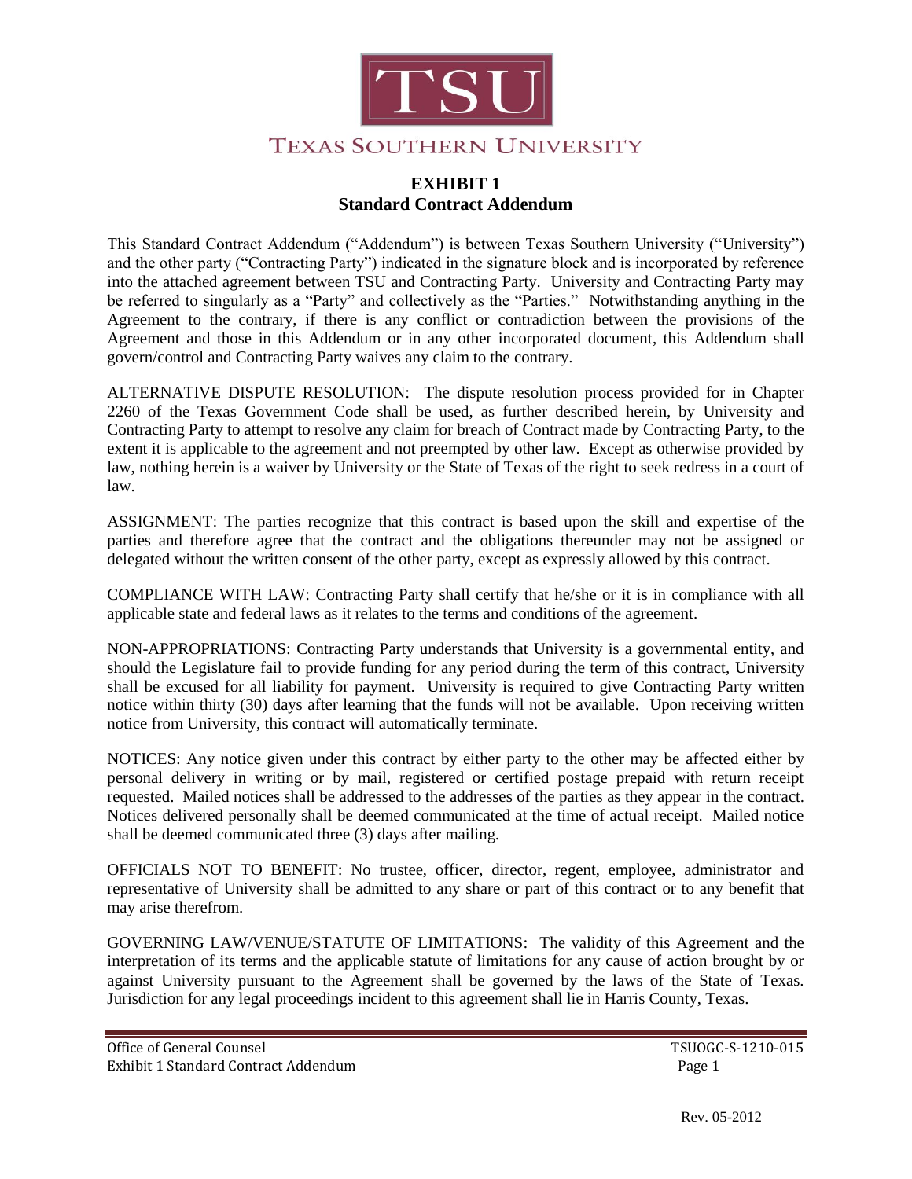TEXAS SOUTHERN UNIVERSITY

# EXHIBIT 1
## Standard Contract Addendum

This Standard Contract Addendum ("Addendum") is between Texas Southern University ("University") and the other party ("Contracting Party") indicated in the signature block and is incorporated by reference into the attached agreement between TSU and Contracting Party. University and Contracting Party may be referred to singularly as a "Party" and collectively as the "Parties." Notwithstanding anything in the Agreement to the contrary, if there is any conflict or contradiction between the provisions of the Agreement and those in this Addendum or in any other incorporated document, this Addendum shall govern/control and Contracting Party waives any claim to the contrary.

ALTERNATIVE DISPUTE RESOLUTION: The dispute resolution process provided for in Chapter 2260 of the Texas Government Code shall be used, as further described herein, by University and Contracting Party to attempt to resolve any claim for breach of Contract made by Contracting Party, to the extent it is applicable to the agreement and not preempted by other law. Except as otherwise provided by law, nothing herein is a waiver by University or the State of Texas of the right to seek redress in a court of law.

ASSIGNMENT: The parties recognize that this contract is based upon the skill and expertise of the parties and therefore agree that the contract and the obligations thereunder may not be assigned or delegated without the written consent of the other party, except as expressly allowed by this contract.

COMPLIANCE WITH LAW: Contracting Party shall certify that he/she or it is in compliance with all applicable state and federal laws as it relates to the terms and conditions of the agreement.

NON-APPROPRIATIONS: Contracting Party understands that University is a governmental entity, and should the Legislature fail to provide funding for any period during the term of this contract, University shall be excused for all liability for payment. University is required to give Contracting Party written notice within thirty (30) days after learning that the funds will not be available. Upon receiving written notice from University, this contract will automatically terminate.

NOTICES: Any notice given under this contract by either party to the other may be affected either by personal delivery in writing or by mail, registered or certified postage prepaid with return receipt requested. Mailed notices shall be addressed to the addresses of the parties as they appear in the contract. Notices delivered personally shall be deemed communicated at the time of actual receipt. Mailed notice shall be deemed communicated three (3) days after mailing.

OFFICIALS NOT TO BENEFIT: No trustee, officer, director, regent, employee, administrator and representative of University shall be admitted to any share or part of this contract or to any benefit that may arise therefrom.

GOVERNING LAW/VENUE/STATUTE OF LIMITATIONS: The validity of this Agreement and the interpretation of its terms and the applicable statute of limitations for any cause of action brought by or against University pursuant to the Agreement shall be governed by the laws of the State of Texas. Jurisdiction for any legal proceedings incident to this agreement shall lie in Harris County, Texas.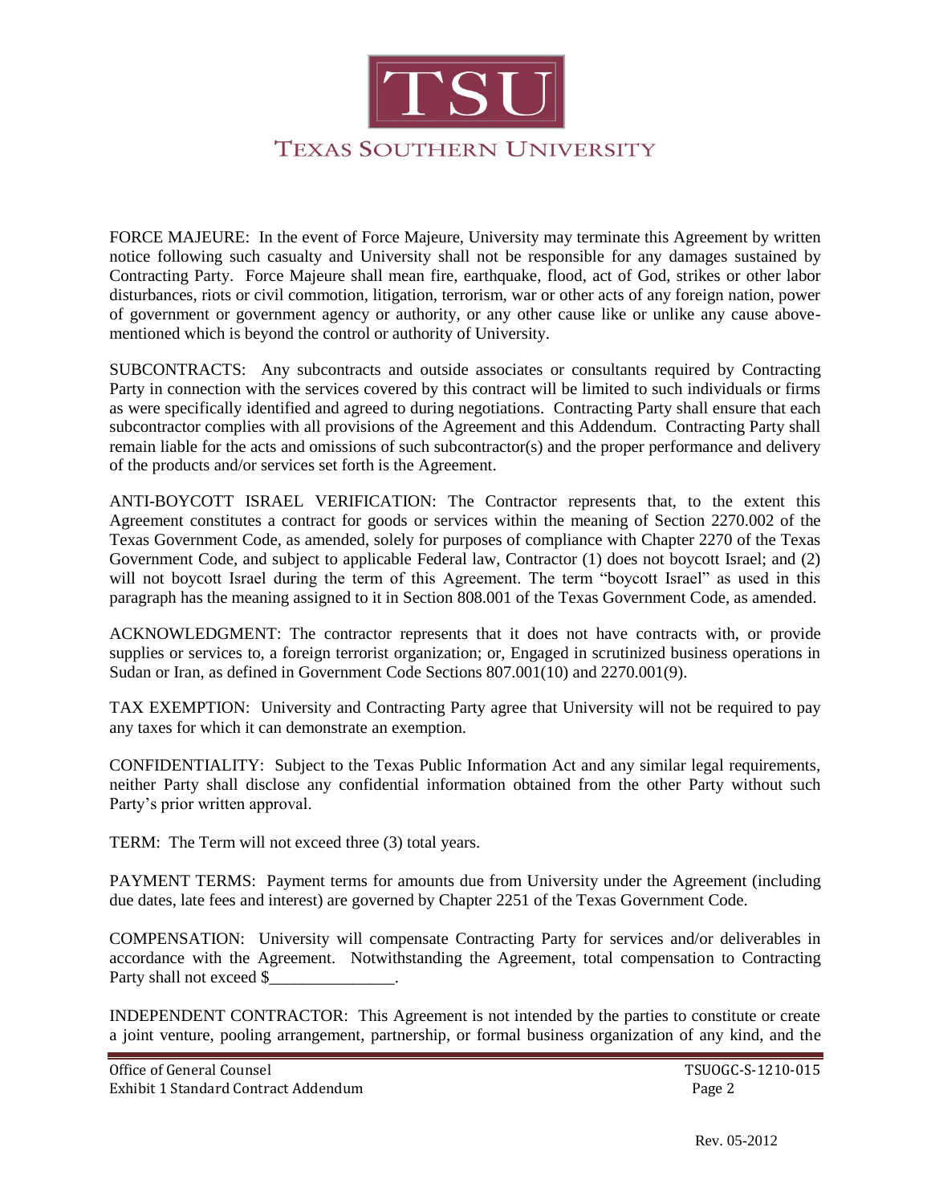FORCE MAJEURE: In the event of Force Majeure, University may terminate this Agreement by written notice following such casualty and University shall not be responsible for any damages sustained by Contracting Party. Force Majeure shall mean fire, earthquake, flood, act of God, strikes or other labor disturbances, riots or civil commotion, litigation, terrorism, war or other acts of any foreign nation, power of government or government agency or authority, or any other cause like or unlike any cause above-mentioned which is beyond the control or authority of University.

SUBCONTRACTS: Any subcontracts and outside associates or consultants required by Contracting Party in connection with the services covered by this contract will be limited to such individuals or firms as were specifically identified and agreed to during negotiations. Contracting Party shall ensure that each subcontractor complies with all provisions of the Agreement and this Addendum. Contracting Party shall remain liable for the acts and omissions of such subcontractor(s) and the proper performance and delivery of the products and/or services set forth is the Agreement.

ANTI-BOYCOTT ISRAEL VERIFICATION: The Contractor represents that, to the extent this Agreement constitutes a contract for goods or services within the meaning of Section 2270.002 of the Texas Government Code, as amended, solely for purposes of compliance with Chapter 2270 of the Texas Government Code, and subject to applicable Federal law, Contractor (1) does not boycott Israel; and (2) will not boycott Israel during the term of this Agreement. The term "boycott Israel" as used in this paragraph has the meaning assigned to it in Section 808.001 of the Texas Government Code, as amended.

ACKNOWLEDGMENT: The contractor represents that it does not have contracts with, or provide supplies or services to, a foreign terrorist organization; or, Engaged in scrutinized business operations in Sudan or Iran, as defined in Government Code Sections 807.001(10) and 2270.001(9).

TAX EXEMPTION: University and Contracting Party agree that University will not be required to pay any taxes for which it can demonstrate an exemption.

CONFIDENTIALITY: Subject to the Texas Public Information Act and any similar legal requirements, neither Party shall disclose any confidential information obtained from the other Party without such Party's prior written approval.

TERM: The Term will not exceed three (3) total years.

PAYMENT TERMS: Payment terms for amounts due from University under the Agreement (including due dates, late fees and interest) are governed by Chapter 2251 of the Texas Government Code.

COMPENSATION: University will compensate Contracting Party for services and/or deliverables in accordance with the Agreement. Notwithstanding the Agreement, total compensation to Contracting Party shall not exceed $_______________.

INDEPENDENT CONTRACTOR: This Agreement is not intended by the parties to constitute or create a joint venture, pooling arrangement, partnership, or formal business organization of any kind, and the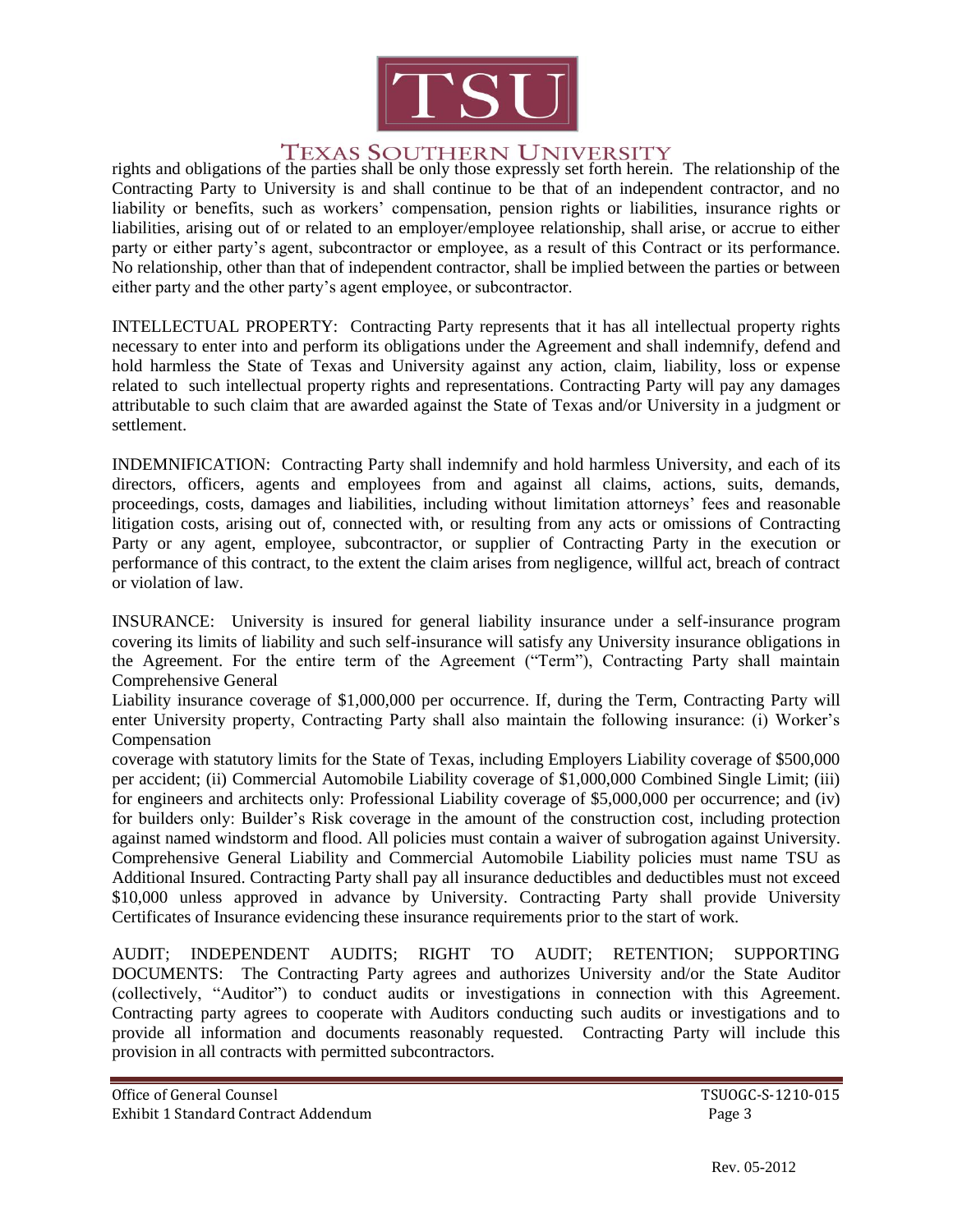rights and obligations of the parties shall be only those expressly set forth herein. The relationship of the Contracting Party to University is and shall continue to be that of an independent contractor, and no liability or benefits, such as workers' compensation, pension rights or liabilities, insurance rights or liabilities, arising out of or related to an employer/employee relationship, shall arise, or accrue to either party or either party's agent, subcontractor or employee, as a result of this Contract or its performance. No relationship, other than that of independent contractor, shall be implied between the parties or between either party and the other party's agent employee, or subcontractor.

INTELLECTUAL PROPERTY: Contracting Party represents that it has all intellectual property rights necessary to enter into and perform its obligations under the Agreement and shall indemnify, defend and hold harmless the State of Texas and University against any action, claim, liability, loss or expense related to such intellectual property rights and representations. Contracting Party will pay any damages attributable to such claim that are awarded against the State of Texas and/or University in a judgment or settlement.

INDEMNIFICATION: Contracting Party shall indemnify and hold harmless University, and each of its directors, officers, agents and employees from and against all claims, actions, suits, demands, proceedings, costs, damages and liabilities, including without limitation attorneys' fees and reasonable litigation costs, arising out of, connected with, or resulting from any acts or omissions of Contracting Party or any agent, employee, subcontractor, or supplier of Contracting Party in the execution or performance of this contract, to the extent the claim arises from negligence, willful act, breach of contract or violation of law.

INSURANCE: University is insured for general liability insurance under a self-insurance program covering its limits of liability and such self-insurance will satisfy any University insurance obligations in the Agreement. For the entire term of the Agreement ("Term"), Contracting Party shall maintain Comprehensive General Liability insurance coverage of $1,000,000 per occurrence. If, during the Term, Contracting Party will enter University property, Contracting Party shall also maintain the following insurance: (i) Worker's Compensation coverage with statutory limits for the State of Texas, including Employers Liability coverage of $500,000 per accident; (ii) Commercial Automobile Liability coverage of $1,000,000 Combined Single Limit; (iii) for engineers and architects only: Professional Liability coverage of $5,000,000 per occurrence; and (iv) for builders only: Builder's Risk coverage in the amount of the construction cost, including protection against named windstorm and flood. All policies must contain a waiver of subrogation against University. Comprehensive General Liability and Commercial Automobile Liability policies must name TSU as Additional Insured. Contracting Party shall pay all insurance deductibles and deductibles must not exceed $10,000 unless approved in advance by University. Contracting Party shall provide University Certificates of Insurance evidencing these insurance requirements prior to the start of work.

AUDIT; INDEPENDENT AUDITS; RIGHT TO AUDIT; RETENTION; SUPPORTING DOCUMENTS: The Contracting Party agrees and authorizes University and/or the State Auditor (collectively, "Auditor") to conduct audits or investigations in connection with this Agreement. Contracting party agrees to cooperate with Auditors conducting such audits or investigations and to provide all information and documents reasonably requested. Contracting Party will include this provision in all contracts with permitted subcontractors.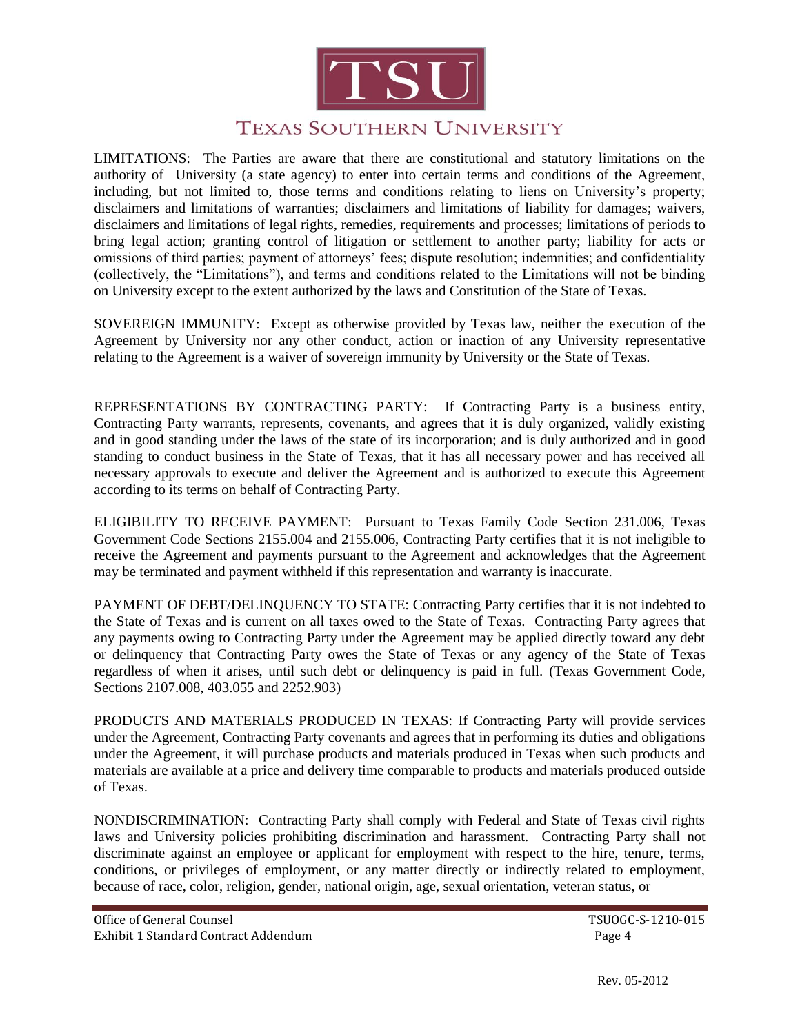LIMITATIONS: The Parties are aware that there are constitutional and statutory limitations on the authority of University (a state agency) to enter into certain terms and conditions of the Agreement, including, but not limited to, those terms and conditions relating to liens on University's property; disclaimers and limitations of warranties; disclaimers and limitations of liability for damages; waivers, disclaimers and limitations of legal rights, remedies, requirements and processes; limitations of periods to bring legal action; granting control of litigation or settlement to another party; liability for acts or omissions of third parties; payment of attorneys' fees; dispute resolution; indemnities; and confidentiality (collectively, the "Limitations"), and terms and conditions related to the Limitations will not be binding on University except to the extent authorized by the laws and Constitution of the State of Texas.

SOVEREIGN IMMUNITY: Except as otherwise provided by Texas law, neither the execution of the Agreement by University nor any other conduct, action or inaction of any University representative relating to the Agreement is a waiver of sovereign immunity by University or the State of Texas.

REPRESENTATIONS BY CONTRACTING PARTY: If Contracting Party is a business entity, Contracting Party warrants, represents, covenants, and agrees that it is duly organized, validly existing and in good standing under the laws of the state of its incorporation; and is duly authorized and in good standing to conduct business in the State of Texas, that it has all necessary power and has received all necessary approvals to execute and deliver the Agreement and is authorized to execute this Agreement according to its terms on behalf of Contracting Party.

ELIGIBILITY TO RECEIVE PAYMENT: Pursuant to Texas Family Code Section 231.006, Texas Government Code Sections 2155.004 and 2155.006, Contracting Party certifies that it is not ineligible to receive the Agreement and payments pursuant to the Agreement and acknowledges that the Agreement may be terminated and payment withheld if this representation and warranty is inaccurate.

PAYMENT OF DEBT/DELINQUENCY TO STATE: Contracting Party certifies that it is not indebted to the State of Texas and is current on all taxes owed to the State of Texas. Contracting Party agrees that any payments owing to Contracting Party under the Agreement may be applied directly toward any debt or delinquency that Contracting Party owes the State of Texas or any agency of the State of Texas regardless of when it arises, until such debt or delinquency is paid in full. (Texas Government Code, Sections 2107.008, 403.055 and 2252.903)

PRODUCTS AND MATERIALS PRODUCED IN TEXAS: If Contracting Party will provide services under the Agreement, Contracting Party covenants and agrees that in performing its duties and obligations under the Agreement, it will purchase products and materials produced in Texas when such products and materials are available at a price and delivery time comparable to products and materials produced outside of Texas.

NONDISCRIMINATION: Contracting Party shall comply with Federal and State of Texas civil rights laws and University policies prohibiting discrimination and harassment. Contracting Party shall not discriminate against an employee or applicant for employment with respect to the hire, tenure, terms, conditions, or privileges of employment, or any matter directly or indirectly related to employment, because of race, color, religion, gender, national origin, age, sexual orientation, veteran status, or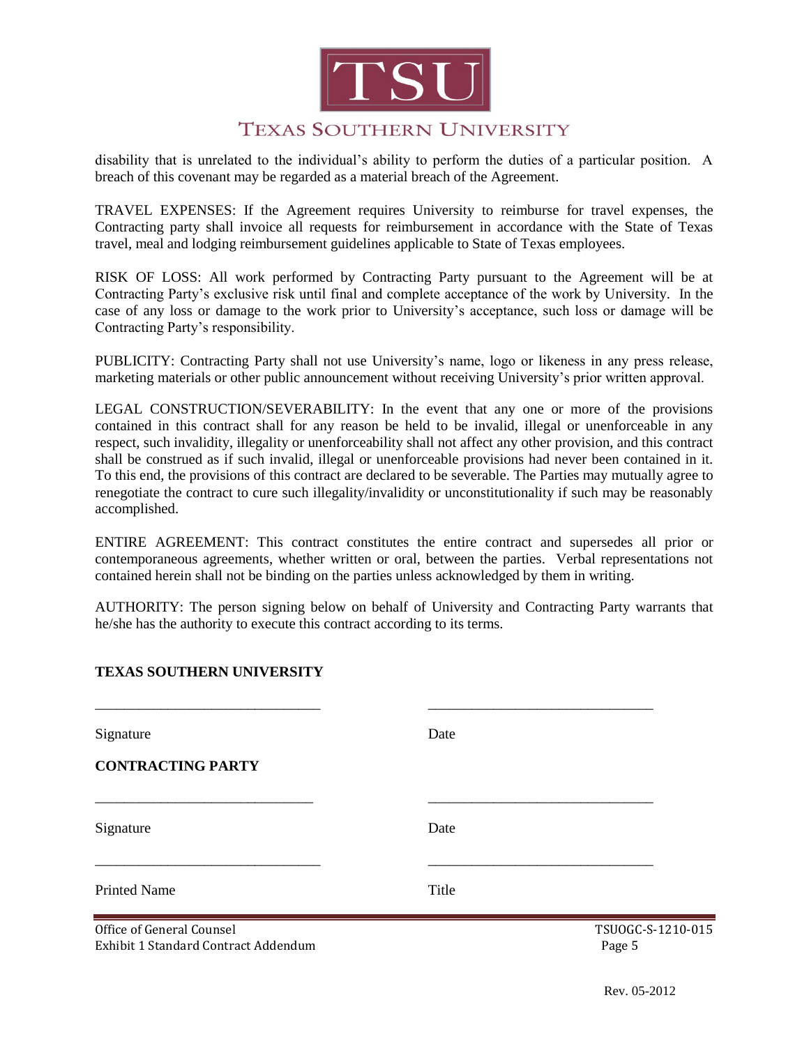disability that is unrelated to the individual's ability to perform the duties of a particular position. A breach of this covenant may be regarded as a material breach of the Agreement.

TRAVEL EXPENSES: If the Agreement requires University to reimburse for travel expenses, the Contracting party shall invoice all requests for reimbursement in accordance with the State of Texas travel, meal and lodging reimbursement guidelines applicable to State of Texas employees.

RISK OF LOSS: All work performed by Contracting Party pursuant to the Agreement will be at Contracting Party's exclusive risk until final and complete acceptance of the work by University. In the case of any loss or damage to the work prior to University's acceptance, such loss or damage will be Contracting Party's responsibility.

PUBLICITY: Contracting Party shall not use University's name, logo or likeness in any press release, marketing materials or other public announcement without receiving University's prior written approval.

LEGAL CONSTRUCTION/SEVERABILITY: In the event that any one or more of the provisions contained in this contract shall for any reason be held to be invalid, illegal or unenforceable in any respect, such invalidity, illegality or unenforceability shall not affect any other provision, and this contract shall be construed as if such invalid, illegal or unenforceable provisions had never been contained in it. To this end, the provisions of this contract are declared to be severable. The Parties may mutually agree to renegotiate the contract to cure such illegality/invalidity or unconstitutionality if such may be reasonably accomplished.

ENTIRE AGREEMENT: This contract constitutes the entire contract and supersedes all prior or contemporaneous agreements, whether written or oral, between the parties. Verbal representations not contained herein shall not be binding on the parties unless acknowledged by them in writing.

AUTHORITY: The person signing below on behalf of University and Contracting Party warrants that he/she has the authority to execute this contract according to its terms.

**TEXAS SOUTHERN UNIVERSITY**

\_\_\_\_\_\_\_\_\_\_\_\_\_\_\_\_\_\_\_\_\_\_\_\_\_\_\_\_\_\_ \_\_\_\_\_\_\_\_\_\_\_\_\_\_\_\_\_\_\_\_\_\_\_\_\_\_\_\_\_\_

Signature Date

**CONTRACTING PARTY**

\_\_\_\_\_\_\_\_\_\_\_\_\_\_\_\_\_\_\_\_\_\_\_\_\_\_\_\_\_\_ \_\_\_\_\_\_\_\_\_\_\_\_\_\_\_\_\_\_\_\_\_\_\_\_\_\_\_\_\_\_

Signature Date

\_\_\_\_\_\_\_\_\_\_\_\_\_\_\_\_\_\_\_\_\_\_\_\_\_\_\_\_\_\_ \_\_\_\_\_\_\_\_\_\_\_\_\_\_\_\_\_\_\_\_\_\_\_\_\_\_\_\_\_\_

Printed Name Title